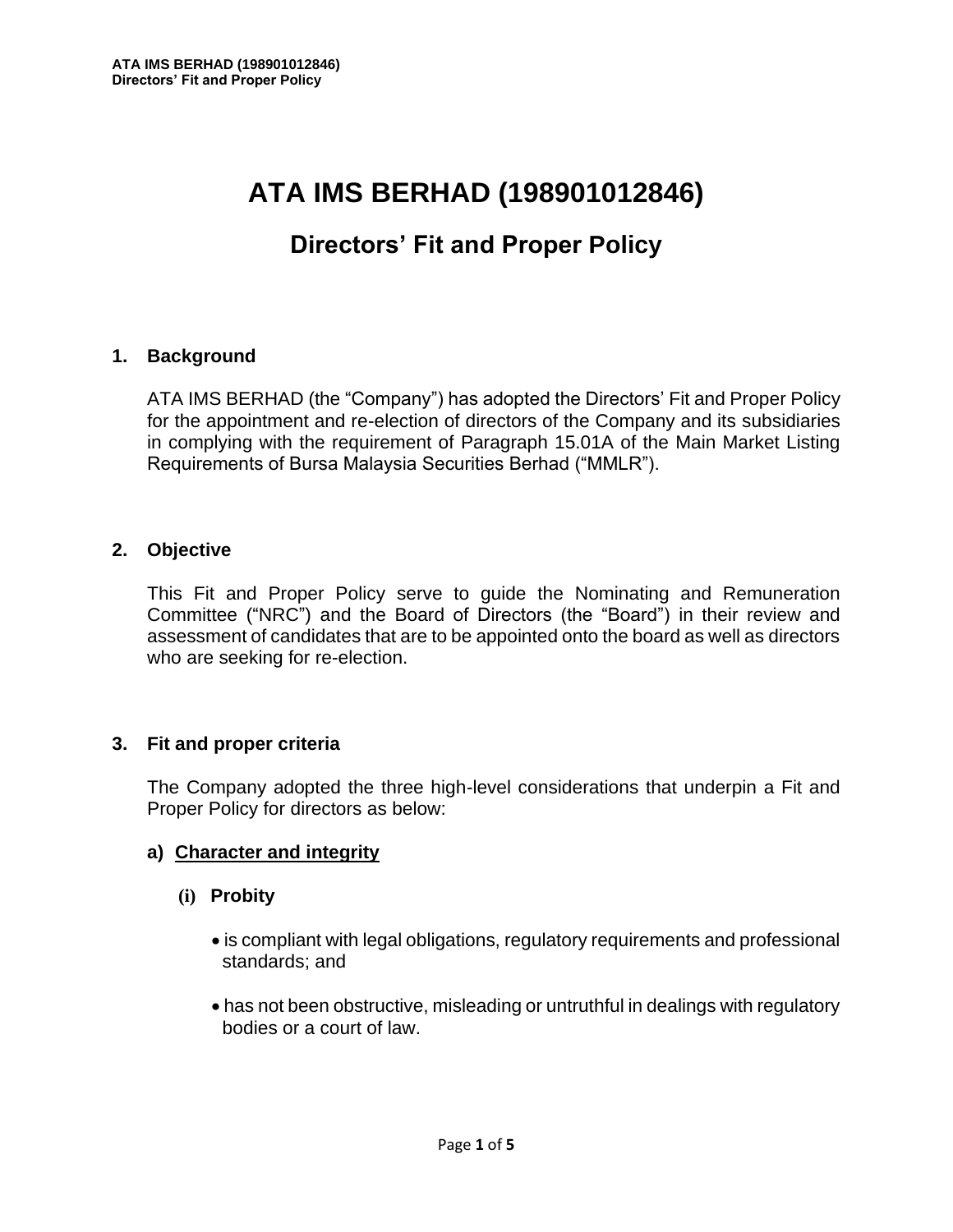# ATA IMS BERHAD (198901012846)

## Directors' Fit and Proper Policy

### 1. Background

ATA IMS BERHAD (the "Company") has adopted the Directors' Fit and Proper Policy for the appointment and re-election of directors of the Company and its subsidiaries in complying with the requirement of Paragraph 15.01A of the Main Market Listing Requirements of Bursa Malaysia Securities Berhad ("MMLR").

### 2. Objective

This Fit and Proper Policy serve to guide the Nominating and Remuneration Committee ("NRC") and the Board of Directors (the "Board") in their review and assessment of candidates that are to be appointed onto the board as well as directors who are seeking for re-election.

### 3. Fit and proper criteria

The Company adopted the three high-level considerations that underpin a Fit and Proper Policy for directors as below:

**a) <u>Character and integrity</u>**

**(i) Probity**

- is compliant with legal obligations, regulatory requirements and professional standards; and
- has not been obstructive, misleading or untruthful in dealings with regulatory bodies or a court of law.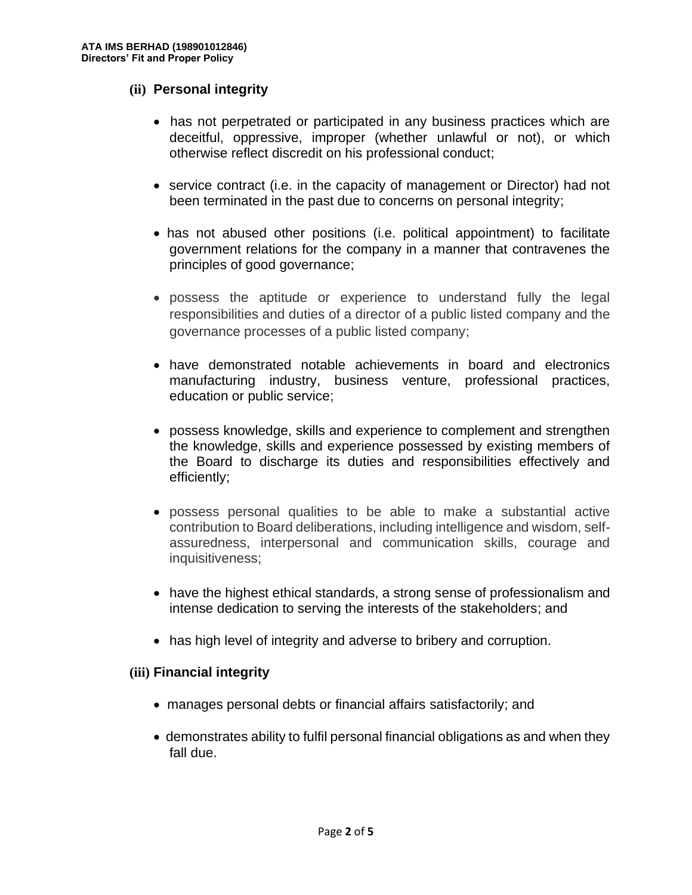**(ii) Personal integrity**

- has not perpetrated or participated in any business practices which are deceitful, oppressive, improper (whether unlawful or not), or which otherwise reflect discredit on his professional conduct;

- service contract (i.e. in the capacity of management or Director) had not been terminated in the past due to concerns on personal integrity;

- has not abused other positions (i.e. political appointment) to facilitate government relations for the company in a manner that contravenes the principles of good governance;

- possess the aptitude or experience to understand fully the legal responsibilities and duties of a director of a public listed company and the governance processes of a public listed company;

- have demonstrated notable achievements in board and electronics manufacturing industry, business venture, professional practices, education or public service;

- possess knowledge, skills and experience to complement and strengthen the knowledge, skills and experience possessed by existing members of the Board to discharge its duties and responsibilities effectively and efficiently;

- possess personal qualities to be able to make a substantial active contribution to Board deliberations, including intelligence and wisdom, self-assuredness, interpersonal and communication skills, courage and inquisitiveness;

- have the highest ethical standards, a strong sense of professionalism and intense dedication to serving the interests of the stakeholders; and

- has high level of integrity and adverse to bribery and corruption.

**(iii) Financial integrity**

- manages personal debts or financial affairs satisfactorily; and

- demonstrates ability to fulfil personal financial obligations as and when they fall due.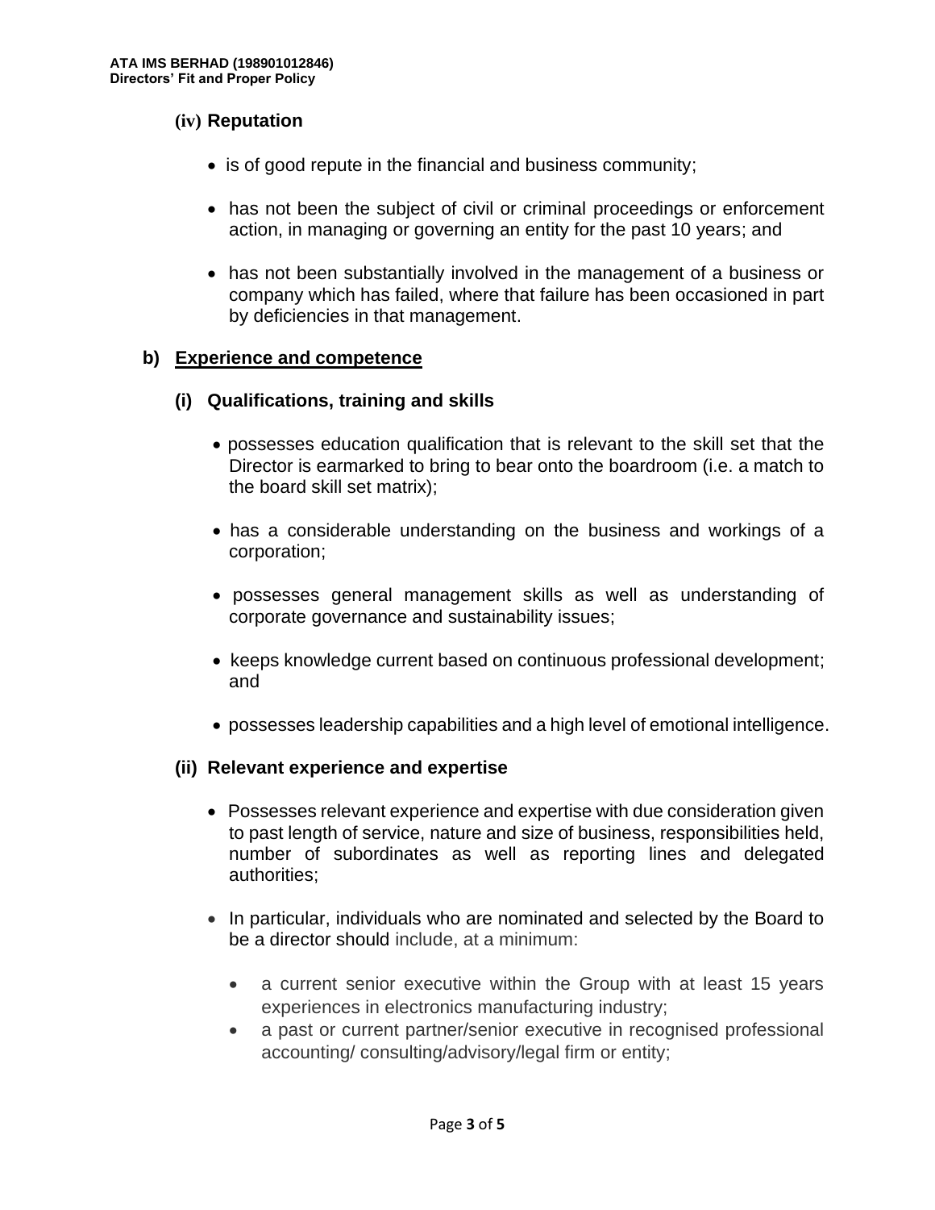### (iv) Reputation

- is of good repute in the financial and business community;
- has not been the subject of civil or criminal proceedings or enforcement action, in managing or governing an entity for the past 10 years; and
- has not been substantially involved in the management of a business or company which has failed, where that failure has been occasioned in part by deficiencies in that management.

## b) Experience and competence

### (i) Qualifications, training and skills

- possesses education qualification that is relevant to the skill set that the Director is earmarked to bring to bear onto the boardroom (i.e. a match to the board skill set matrix);
- has a considerable understanding on the business and workings of a corporation;
- possesses general management skills as well as understanding of corporate governance and sustainability issues;
- keeps knowledge current based on continuous professional development; and
- possesses leadership capabilities and a high level of emotional intelligence.

### (ii) Relevant experience and expertise

- Possesses relevant experience and expertise with due consideration given to past length of service, nature and size of business, responsibilities held, number of subordinates as well as reporting lines and delegated authorities;
- In particular, individuals who are nominated and selected by the Board to be a director should include, at a minimum:
  - a current senior executive within the Group with at least 15 years experiences in electronics manufacturing industry;
  - a past or current partner/senior executive in recognised professional accounting/ consulting/advisory/legal firm or entity;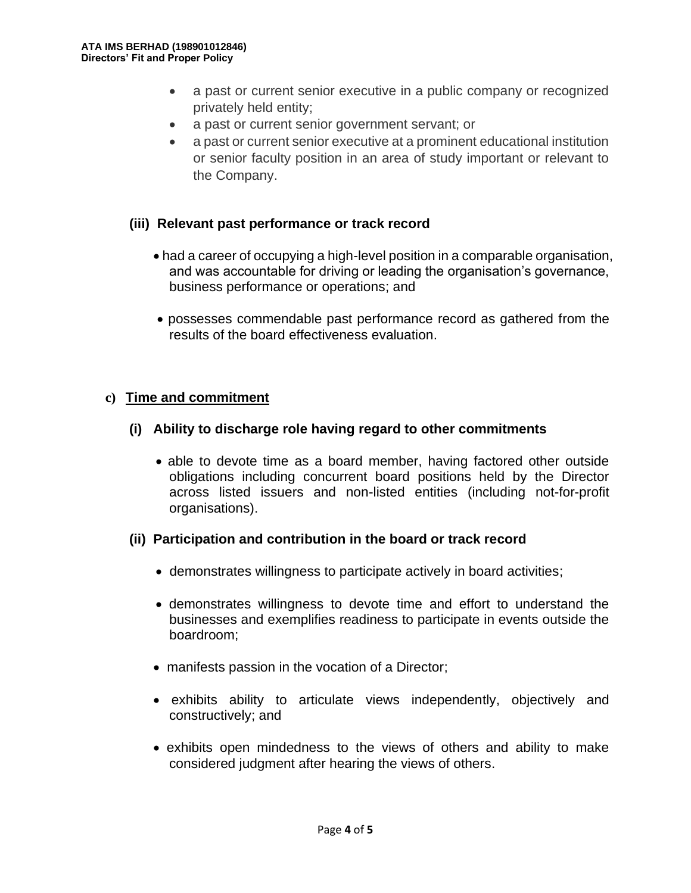- a past or current senior executive in a public company or recognized privately held entity;
- a past or current senior government servant; or
- a past or current senior executive at a prominent educational institution or senior faculty position in an area of study important or relevant to the Company.

**(iii) Relevant past performance or track record**

- had a career of occupying a high-level position in a comparable organisation, and was accountable for driving or leading the organisation's governance, business performance or operations; and
- possesses commendable past performance record as gathered from the results of the board effectiveness evaluation.

**c) Time and commitment**

**(i) Ability to discharge role having regard to other commitments**

- able to devote time as a board member, having factored other outside obligations including concurrent board positions held by the Director across listed issuers and non-listed entities (including not-for-profit organisations).

**(ii) Participation and contribution in the board or track record**

- demonstrates willingness to participate actively in board activities;
- demonstrates willingness to devote time and effort to understand the businesses and exemplifies readiness to participate in events outside the boardroom;
- manifests passion in the vocation of a Director;
- exhibits ability to articulate views independently, objectively and constructively; and
- exhibits open mindedness to the views of others and ability to make considered judgment after hearing the views of others.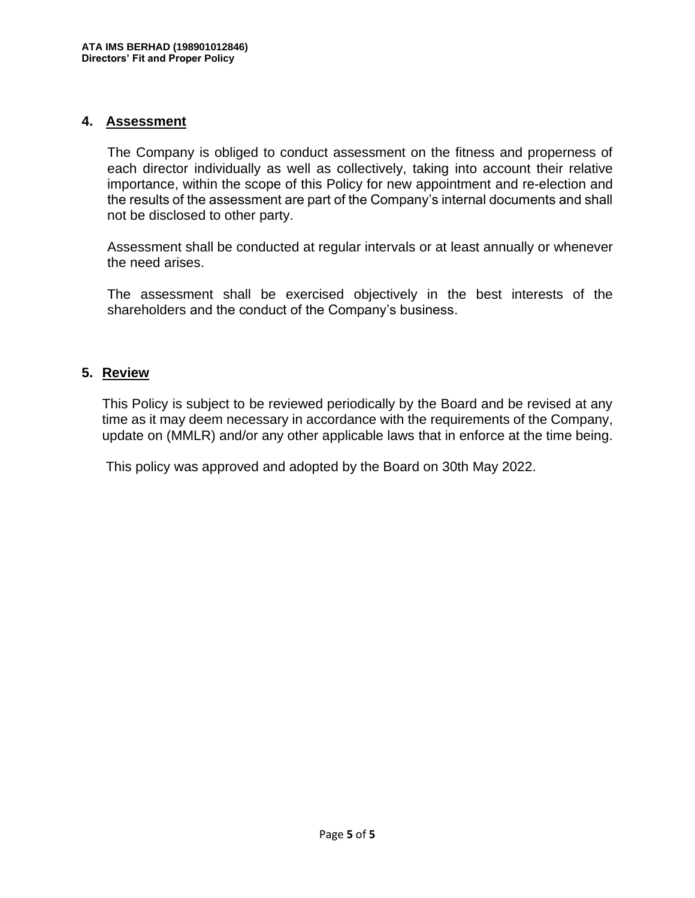## 4. Assessment

The Company is obliged to conduct assessment on the fitness and properness of each director individually as well as collectively, taking into account their relative importance, within the scope of this Policy for new appointment and re-election and the results of the assessment are part of the Company's internal documents and shall not be disclosed to other party.

Assessment shall be conducted at regular intervals or at least annually or whenever the need arises.

The assessment shall be exercised objectively in the best interests of the shareholders and the conduct of the Company's business.

## 5. Review

This Policy is subject to be reviewed periodically by the Board and be revised at any time as it may deem necessary in accordance with the requirements of the Company, update on (MMLR) and/or any other applicable laws that in enforce at the time being.

This policy was approved and adopted by the Board on 30th May 2022.